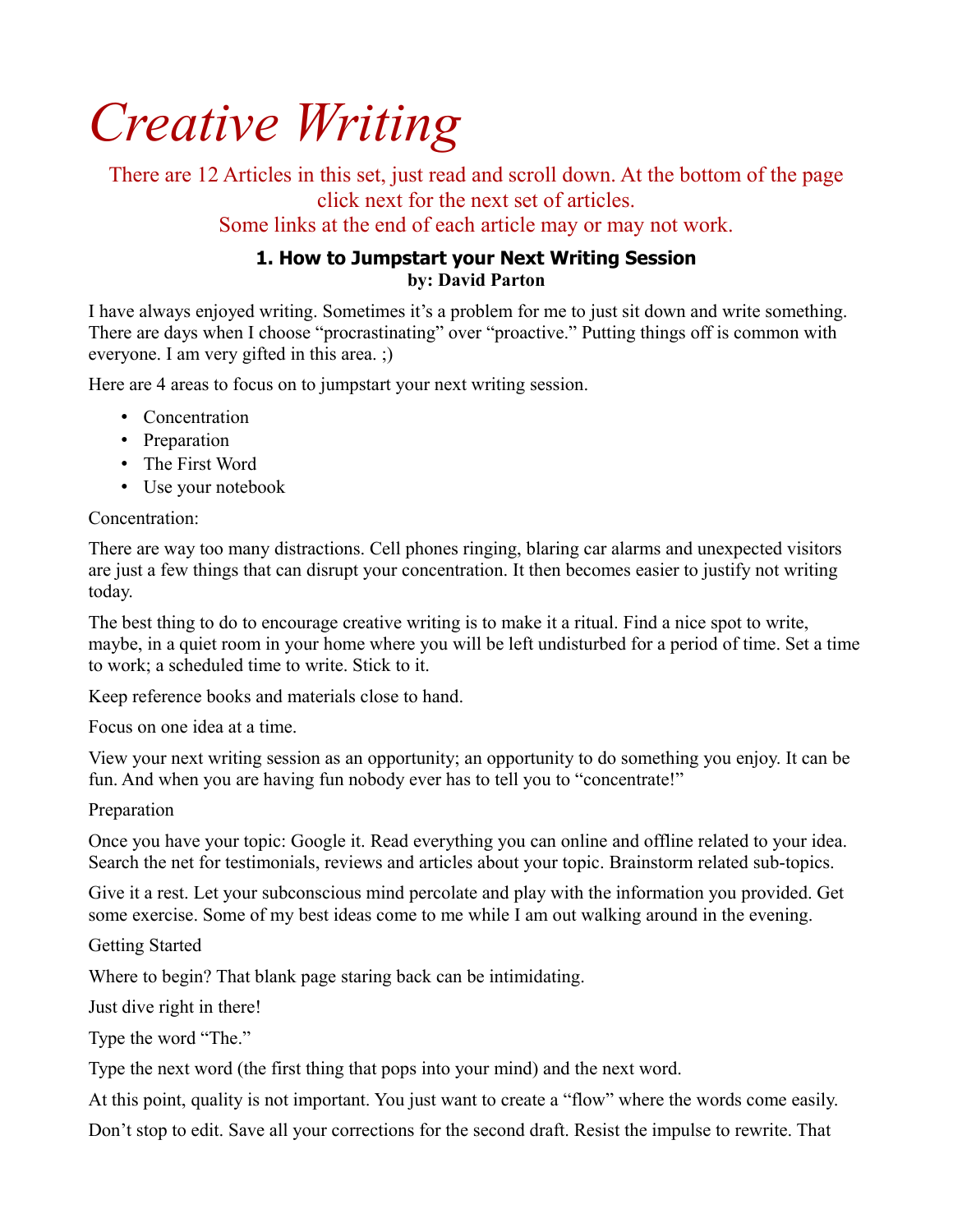# *Creative Writing*

There are 12 Articles in this set, just read and scroll down. At the bottom of the page click next for the next set of articles.
Some links at the end of each article may or may not work.

### 1. How to Jumpstart your Next Writing Session
**by: David Parton**

I have always enjoyed writing. Sometimes it's a problem for me to just sit down and write something. There are days when I choose "procrastinating" over "proactive." Putting things off is common with everyone. I am very gifted in this area. ;)

Here are 4 areas to focus on to jumpstart your next writing session.

- Concentration
- Preparation
- The First Word
- Use your notebook

Concentration:

There are way too many distractions. Cell phones ringing, blaring car alarms and unexpected visitors are just a few things that can disrupt your concentration. It then becomes easier to justify not writing today.

The best thing to do to encourage creative writing is to make it a ritual. Find a nice spot to write, maybe, in a quiet room in your home where you will be left undisturbed for a period of time. Set a time to work; a scheduled time to write. Stick to it.

Keep reference books and materials close to hand.

Focus on one idea at a time.

View your next writing session as an opportunity; an opportunity to do something you enjoy. It can be fun. And when you are having fun nobody ever has to tell you to "concentrate!"

Preparation

Once you have your topic: Google it. Read everything you can online and offline related to your idea. Search the net for testimonials, reviews and articles about your topic. Brainstorm related sub-topics.

Give it a rest. Let your subconscious mind percolate and play with the information you provided. Get some exercise. Some of my best ideas come to me while I am out walking around in the evening.

Getting Started

Where to begin? That blank page staring back can be intimidating.

Just dive right in there!

Type the word "The."

Type the next word (the first thing that pops into your mind) and the next word.

At this point, quality is not important. You just want to create a "flow" where the words come easily.

Don't stop to edit. Save all your corrections for the second draft. Resist the impulse to rewrite. That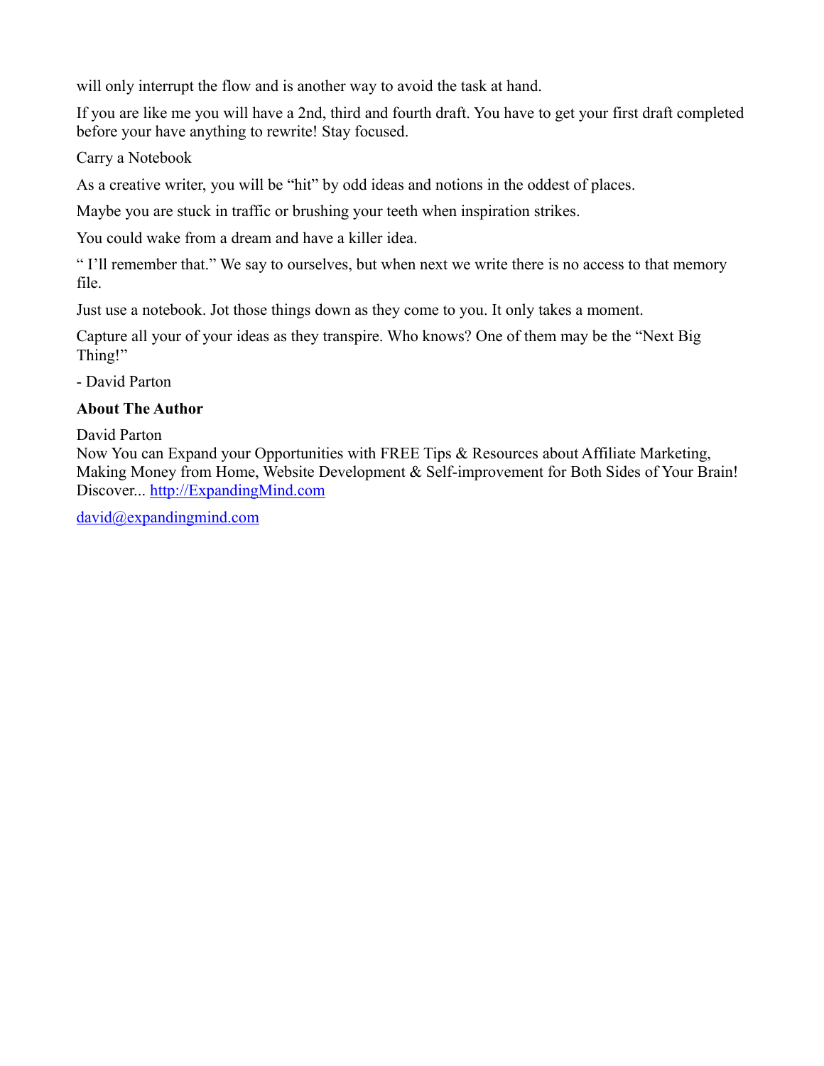will only interrupt the flow and is another way to avoid the task at hand.

If you are like me you will have a 2nd, third and fourth draft. You have to get your first draft completed before your have anything to rewrite! Stay focused.

Carry a Notebook

As a creative writer, you will be "hit" by odd ideas and notions in the oddest of places.

Maybe you are stuck in traffic or brushing your teeth when inspiration strikes.

You could wake from a dream and have a killer idea.

" I'll remember that." We say to ourselves, but when next we write there is no access to that memory file.

Just use a notebook. Jot those things down as they come to you. It only takes a moment.

Capture all your of your ideas as they transpire. Who knows? One of them may be the "Next Big Thing!"

- David Parton

**About The Author**

David Parton
Now You can Expand your Opportunities with FREE Tips & Resources about Affiliate Marketing, Making Money from Home, Website Development & Self-improvement for Both Sides of Your Brain! Discover... [http://ExpandingMind.com](http://ExpandingMind.com)

[david@expandingmind.com](mailto:david@expandingmind.com)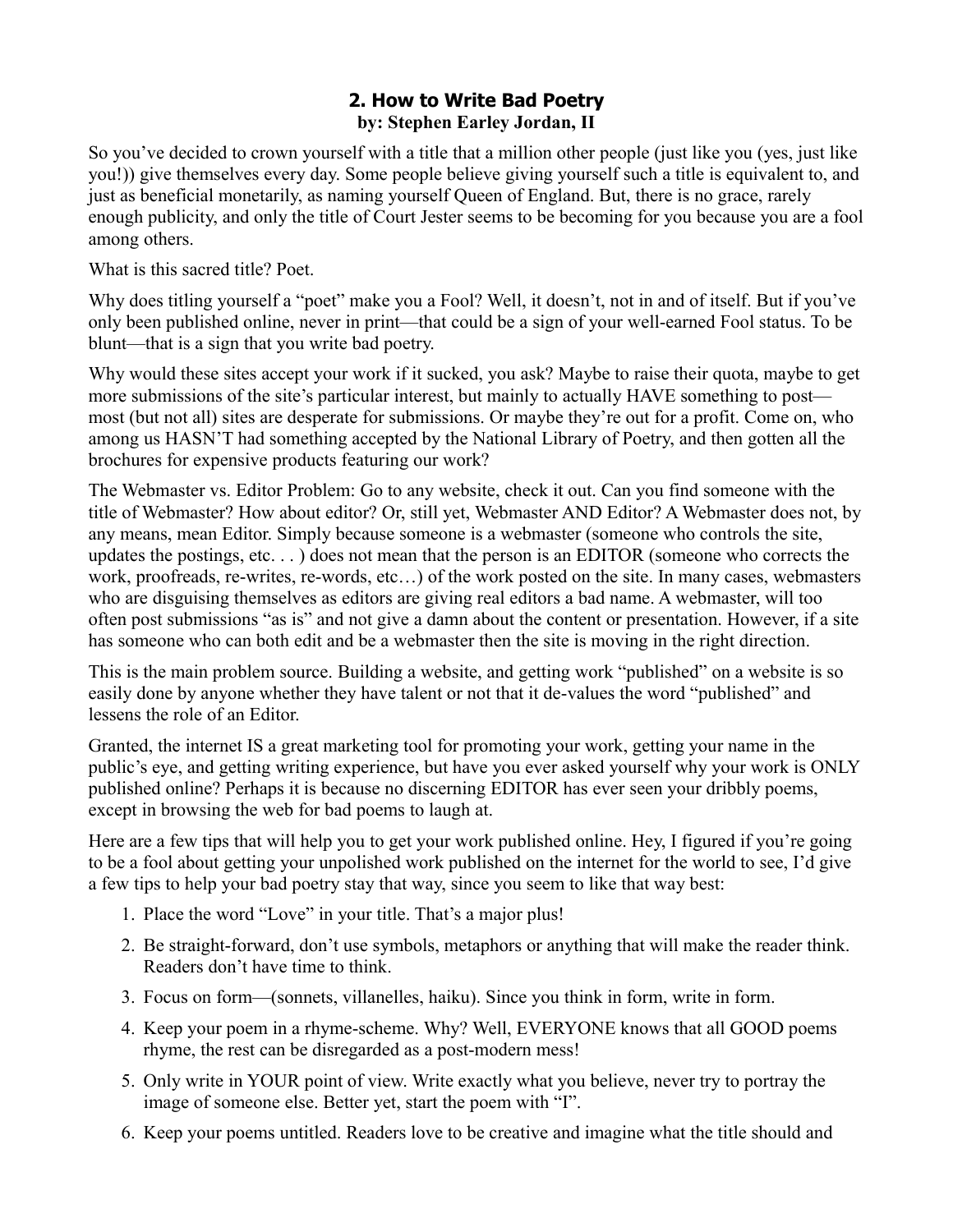## 2. How to Write Bad Poetry

**by: Stephen Earley Jordan, II**

So you've decided to crown yourself with a title that a million other people (just like you (yes, just like you!)) give themselves every day. Some people believe giving yourself such a title is equivalent to, and just as beneficial monetarily, as naming yourself Queen of England. But, there is no grace, rarely enough publicity, and only the title of Court Jester seems to be becoming for you because you are a fool among others.

What is this sacred title? Poet.

Why does titling yourself a "poet" make you a Fool? Well, it doesn't, not in and of itself. But if you've only been published online, never in print—that could be a sign of your well-earned Fool status. To be blunt—that is a sign that you write bad poetry.

Why would these sites accept your work if it sucked, you ask? Maybe to raise their quota, maybe to get more submissions of the site's particular interest, but mainly to actually HAVE something to post—most (but not all) sites are desperate for submissions. Or maybe they're out for a profit. Come on, who among us HASN'T had something accepted by the National Library of Poetry, and then gotten all the brochures for expensive products featuring our work?

The Webmaster vs. Editor Problem: Go to any website, check it out. Can you find someone with the title of Webmaster? How about editor? Or, still yet, Webmaster AND Editor? A Webmaster does not, by any means, mean Editor. Simply because someone is a webmaster (someone who controls the site, updates the postings, etc. . . ) does not mean that the person is an EDITOR (someone who corrects the work, proofreads, re-writes, re-words, etc…) of the work posted on the site. In many cases, webmasters who are disguising themselves as editors are giving real editors a bad name. A webmaster, will too often post submissions "as is" and not give a damn about the content or presentation. However, if a site has someone who can both edit and be a webmaster then the site is moving in the right direction.

This is the main problem source. Building a website, and getting work "published" on a website is so easily done by anyone whether they have talent or not that it de-values the word "published" and lessens the role of an Editor.

Granted, the internet IS a great marketing tool for promoting your work, getting your name in the public's eye, and getting writing experience, but have you ever asked yourself why your work is ONLY published online? Perhaps it is because no discerning EDITOR has ever seen your dribbly poems, except in browsing the web for bad poems to laugh at.

Here are a few tips that will help you to get your work published online. Hey, I figured if you're going to be a fool about getting your unpolished work published on the internet for the world to see, I'd give a few tips to help your bad poetry stay that way, since you seem to like that way best:

1. Place the word "Love" in your title. That's a major plus!
2. Be straight-forward, don't use symbols, metaphors or anything that will make the reader think. Readers don't have time to think.
3. Focus on form—(sonnets, villanelles, haiku). Since you think in form, write in form.
4. Keep your poem in a rhyme-scheme. Why? Well, EVERYONE knows that all GOOD poems rhyme, the rest can be disregarded as a post-modern mess!
5. Only write in YOUR point of view. Write exactly what you believe, never try to portray the image of someone else. Better yet, start the poem with "I".
6. Keep your poems untitled. Readers love to be creative and imagine what the title should and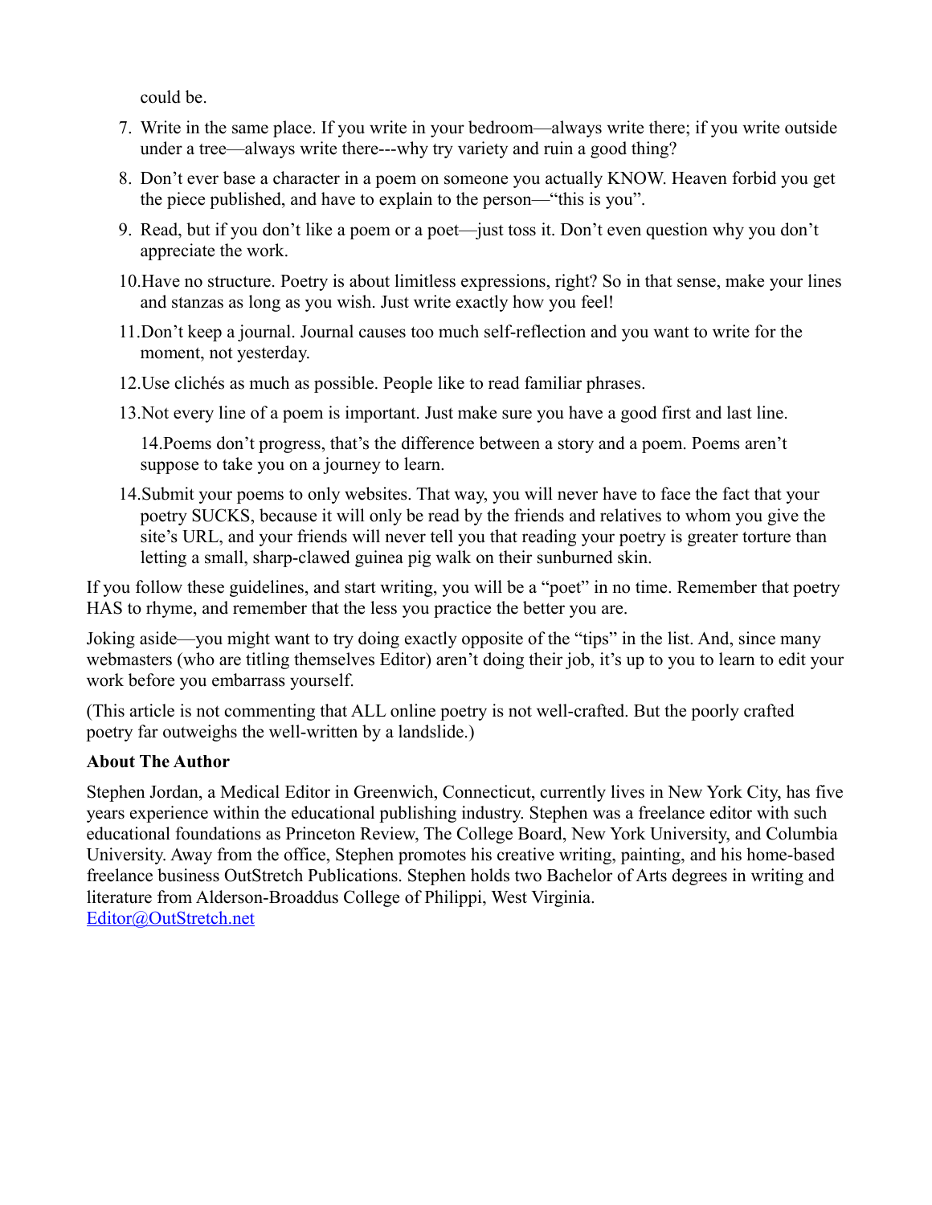could be.

7. Write in the same place. If you write in your bedroom—always write there; if you write outside under a tree—always write there---why try variety and ruin a good thing?

8. Don't ever base a character in a poem on someone you actually KNOW. Heaven forbid you get the piece published, and have to explain to the person—"this is you".

9. Read, but if you don't like a poem or a poet—just toss it. Don't even question why you don't appreciate the work.

10. Have no structure. Poetry is about limitless expressions, right? So in that sense, make your lines and stanzas as long as you wish. Just write exactly how you feel!

11. Don't keep a journal. Journal causes too much self-reflection and you want to write for the moment, not yesterday.

12. Use clichés as much as possible. People like to read familiar phrases.

13. Not every line of a poem is important. Just make sure you have a good first and last line.

14.Poems don't progress, that's the difference between a story and a poem. Poems aren't suppose to take you on a journey to learn.

14.Submit your poems to only websites. That way, you will never have to face the fact that your poetry SUCKS, because it will only be read by the friends and relatives to whom you give the site's URL, and your friends will never tell you that reading your poetry is greater torture than letting a small, sharp-clawed guinea pig walk on their sunburned skin.

If you follow these guidelines, and start writing, you will be a "poet" in no time. Remember that poetry HAS to rhyme, and remember that the less you practice the better you are.

Joking aside—you might want to try doing exactly opposite of the "tips" in the list. And, since many webmasters (who are titling themselves Editor) aren't doing their job, it's up to you to learn to edit your work before you embarrass yourself.

(This article is not commenting that ALL online poetry is not well-crafted. But the poorly crafted poetry far outweighs the well-written by a landslide.)

**About The Author**

Stephen Jordan, a Medical Editor in Greenwich, Connecticut, currently lives in New York City, has five years experience within the educational publishing industry. Stephen was a freelance editor with such educational foundations as Princeton Review, The College Board, New York University, and Columbia University. Away from the office, Stephen promotes his creative writing, painting, and his home-based freelance business OutStretch Publications. Stephen holds two Bachelor of Arts degrees in writing and literature from Alderson-Broaddus College of Philippi, West Virginia.
Editor@OutStretch.net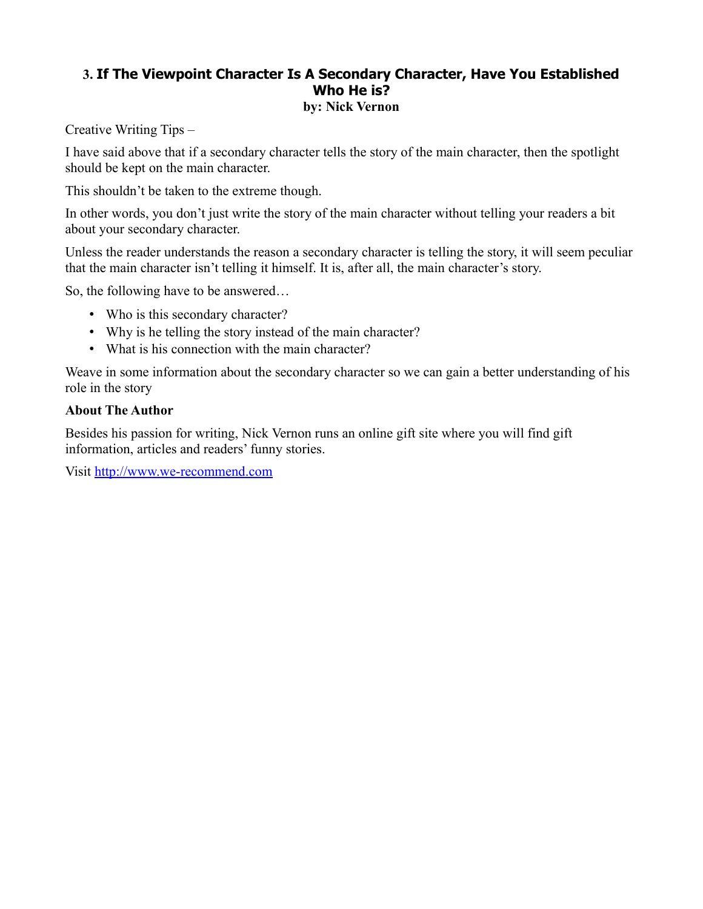### 3. If The Viewpoint Character Is A Secondary Character, Have You Established Who He is?

**by: Nick Vernon**

Creative Writing Tips –

I have said above that if a secondary character tells the story of the main character, then the spotlight should be kept on the main character.

This shouldn't be taken to the extreme though.

In other words, you don't just write the story of the main character without telling your readers a bit about your secondary character.

Unless the reader understands the reason a secondary character is telling the story, it will seem peculiar that the main character isn't telling it himself. It is, after all, the main character's story.

So, the following have to be answered…

- Who is this secondary character?
- Why is he telling the story instead of the main character?
- What is his connection with the main character?

Weave in some information about the secondary character so we can gain a better understanding of his role in the story

**About The Author**

Besides his passion for writing, Nick Vernon runs an online gift site where you will find gift information, articles and readers' funny stories.

Visit [http://www.we-recommend.com](http://www.we-recommend.com)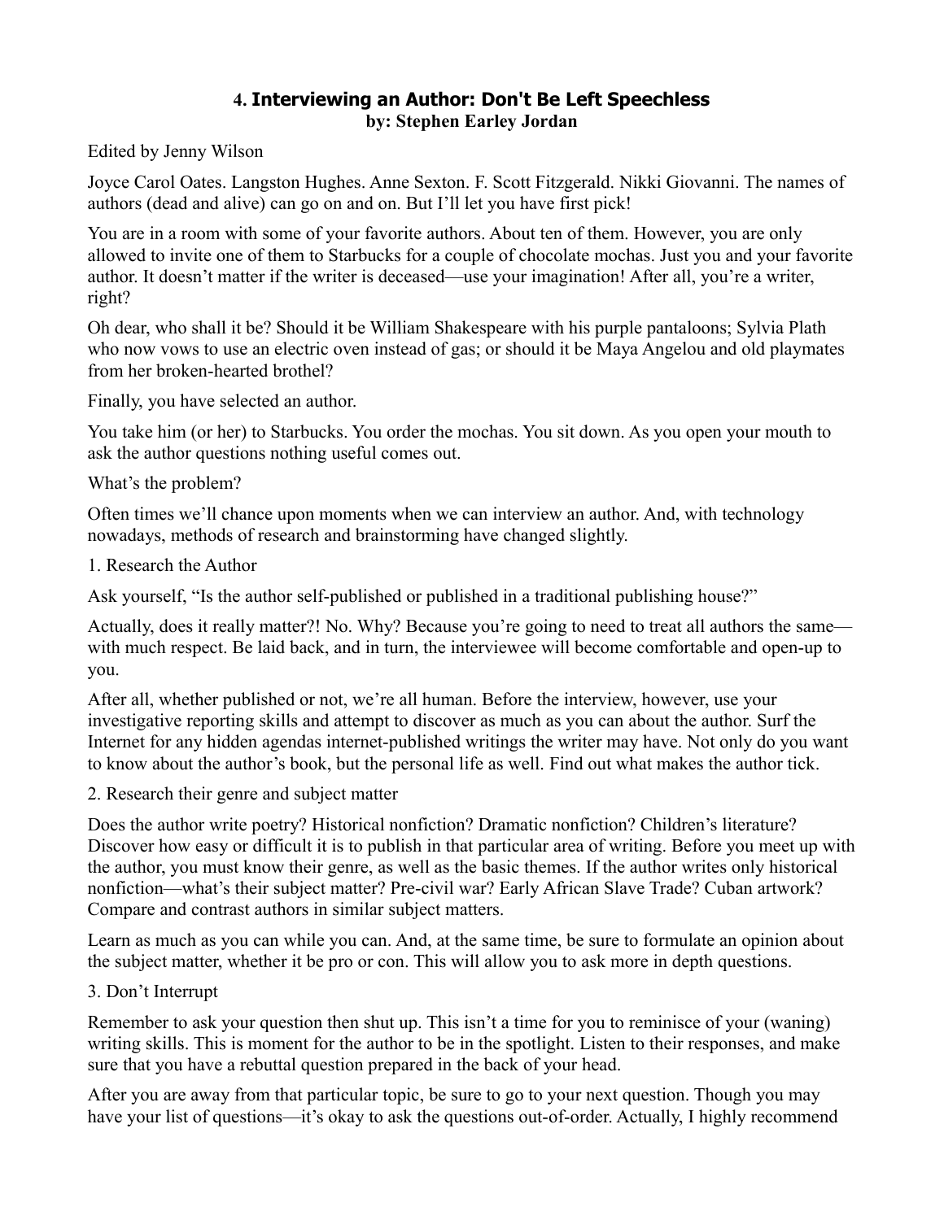## 4. Interviewing an Author: Don't Be Left Speechless

**by: Stephen Earley Jordan**

Edited by Jenny Wilson

Joyce Carol Oates. Langston Hughes. Anne Sexton. F. Scott Fitzgerald. Nikki Giovanni. The names of authors (dead and alive) can go on and on. But I'll let you have first pick!

You are in a room with some of your favorite authors. About ten of them. However, you are only allowed to invite one of them to Starbucks for a couple of chocolate mochas. Just you and your favorite author. It doesn't matter if the writer is deceased—use your imagination! After all, you're a writer, right?

Oh dear, who shall it be? Should it be William Shakespeare with his purple pantaloons; Sylvia Plath who now vows to use an electric oven instead of gas; or should it be Maya Angelou and old playmates from her broken-hearted brothel?

Finally, you have selected an author.

You take him (or her) to Starbucks. You order the mochas. You sit down. As you open your mouth to ask the author questions nothing useful comes out.

What's the problem?

Often times we'll chance upon moments when we can interview an author. And, with technology nowadays, methods of research and brainstorming have changed slightly.

1. Research the Author

Ask yourself, "Is the author self-published or published in a traditional publishing house?"

Actually, does it really matter?! No. Why? Because you're going to need to treat all authors the same—with much respect. Be laid back, and in turn, the interviewee will become comfortable and open-up to you.

After all, whether published or not, we're all human. Before the interview, however, use your investigative reporting skills and attempt to discover as much as you can about the author. Surf the Internet for any hidden agendas internet-published writings the writer may have. Not only do you want to know about the author's book, but the personal life as well. Find out what makes the author tick.

2. Research their genre and subject matter

Does the author write poetry? Historical nonfiction? Dramatic nonfiction? Children's literature? Discover how easy or difficult it is to publish in that particular area of writing. Before you meet up with the author, you must know their genre, as well as the basic themes. If the author writes only historical nonfiction—what's their subject matter? Pre-civil war? Early African Slave Trade? Cuban artwork? Compare and contrast authors in similar subject matters.

Learn as much as you can while you can. And, at the same time, be sure to formulate an opinion about the subject matter, whether it be pro or con. This will allow you to ask more in depth questions.

3. Don't Interrupt

Remember to ask your question then shut up. This isn't a time for you to reminisce of your (waning) writing skills. This is moment for the author to be in the spotlight. Listen to their responses, and make sure that you have a rebuttal question prepared in the back of your head.

After you are away from that particular topic, be sure to go to your next question. Though you may have your list of questions—it's okay to ask the questions out-of-order. Actually, I highly recommend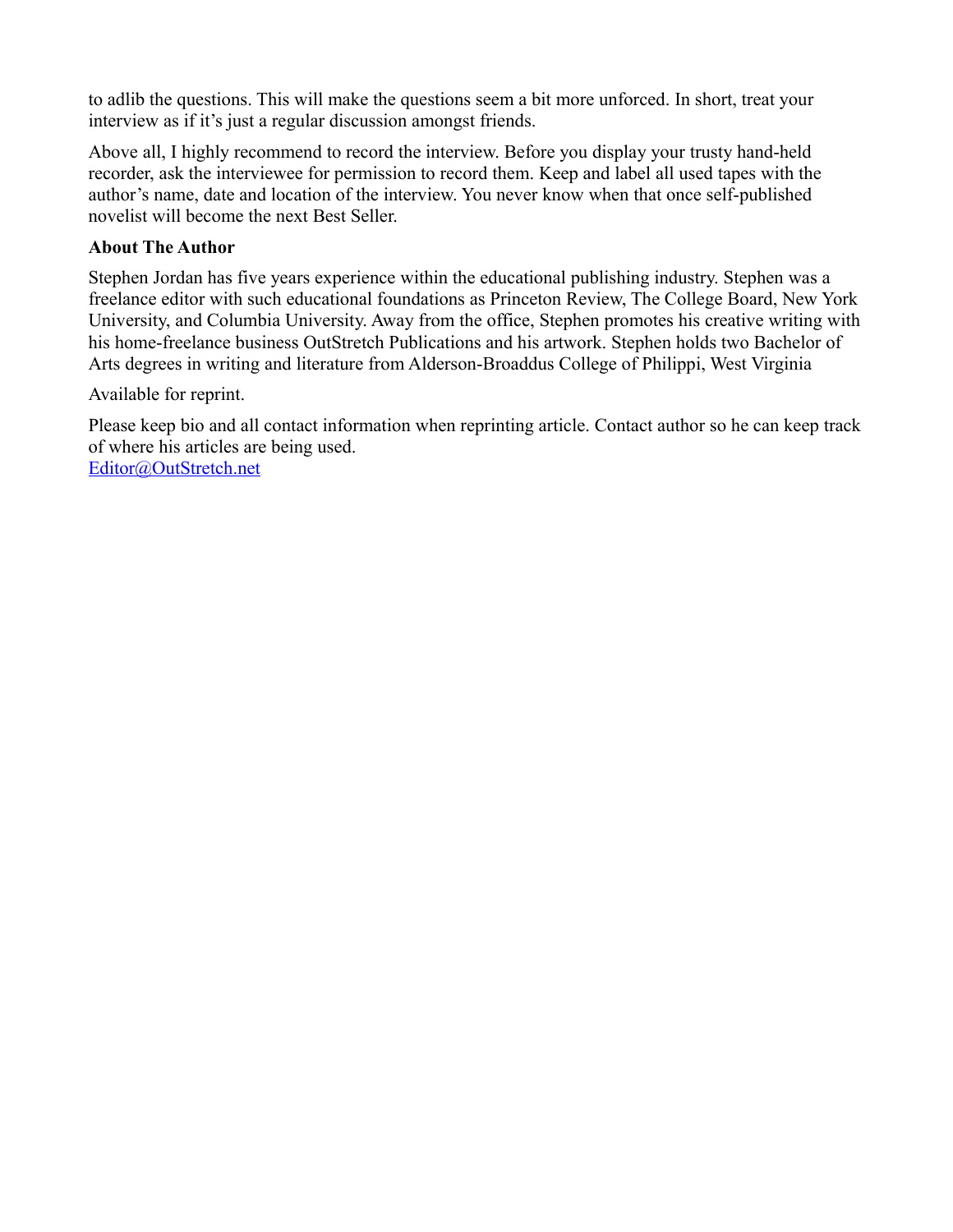to adlib the questions. This will make the questions seem a bit more unforced. In short, treat your interview as if it's just a regular discussion amongst friends.

Above all, I highly recommend to record the interview. Before you display your trusty hand-held recorder, ask the interviewee for permission to record them. Keep and label all used tapes with the author's name, date and location of the interview. You never know when that once self-published novelist will become the next Best Seller.

**About The Author**

Stephen Jordan has five years experience within the educational publishing industry. Stephen was a freelance editor with such educational foundations as Princeton Review, The College Board, New York University, and Columbia University. Away from the office, Stephen promotes his creative writing with his home-freelance business OutStretch Publications and his artwork. Stephen holds two Bachelor of Arts degrees in writing and literature from Alderson-Broaddus College of Philippi, West Virginia

Available for reprint.

Please keep bio and all contact information when reprinting article. Contact author so he can keep track of where his articles are being used.
Editor@OutStretch.net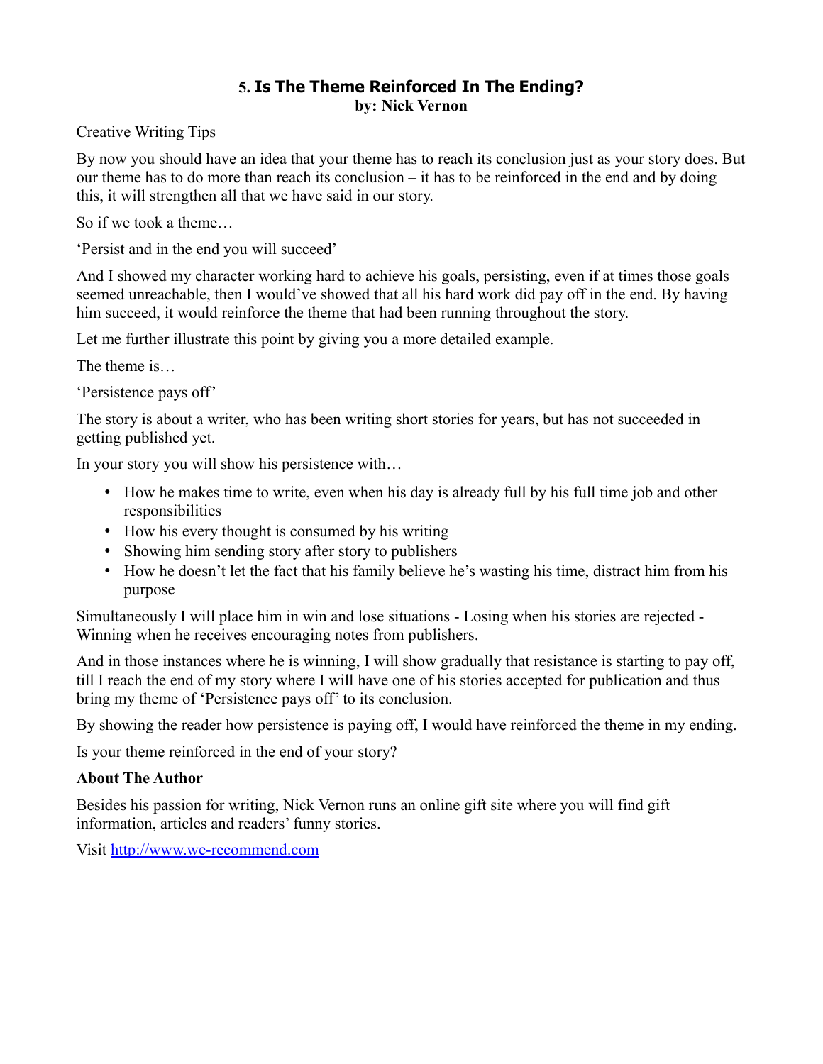## 5. Is The Theme Reinforced In The Ending?

**by: Nick Vernon**

Creative Writing Tips –

By now you should have an idea that your theme has to reach its conclusion just as your story does. But our theme has to do more than reach its conclusion – it has to be reinforced in the end and by doing this, it will strengthen all that we have said in our story.

So if we took a theme…

'Persist and in the end you will succeed'

And I showed my character working hard to achieve his goals, persisting, even if at times those goals seemed unreachable, then I would've showed that all his hard work did pay off in the end. By having him succeed, it would reinforce the theme that had been running throughout the story.

Let me further illustrate this point by giving you a more detailed example.

The theme is…

'Persistence pays off'

The story is about a writer, who has been writing short stories for years, but has not succeeded in getting published yet.

In your story you will show his persistence with…

- How he makes time to write, even when his day is already full by his full time job and other responsibilities
- How his every thought is consumed by his writing
- Showing him sending story after story to publishers
- How he doesn't let the fact that his family believe he's wasting his time, distract him from his purpose

Simultaneously I will place him in win and lose situations - Losing when his stories are rejected - Winning when he receives encouraging notes from publishers.

And in those instances where he is winning, I will show gradually that resistance is starting to pay off, till I reach the end of my story where I will have one of his stories accepted for publication and thus bring my theme of 'Persistence pays off' to its conclusion.

By showing the reader how persistence is paying off, I would have reinforced the theme in my ending.

Is your theme reinforced in the end of your story?

**About The Author**

Besides his passion for writing, Nick Vernon runs an online gift site where you will find gift information, articles and readers' funny stories.

Visit [http://www.we-recommend.com](http://www.we-recommend.com)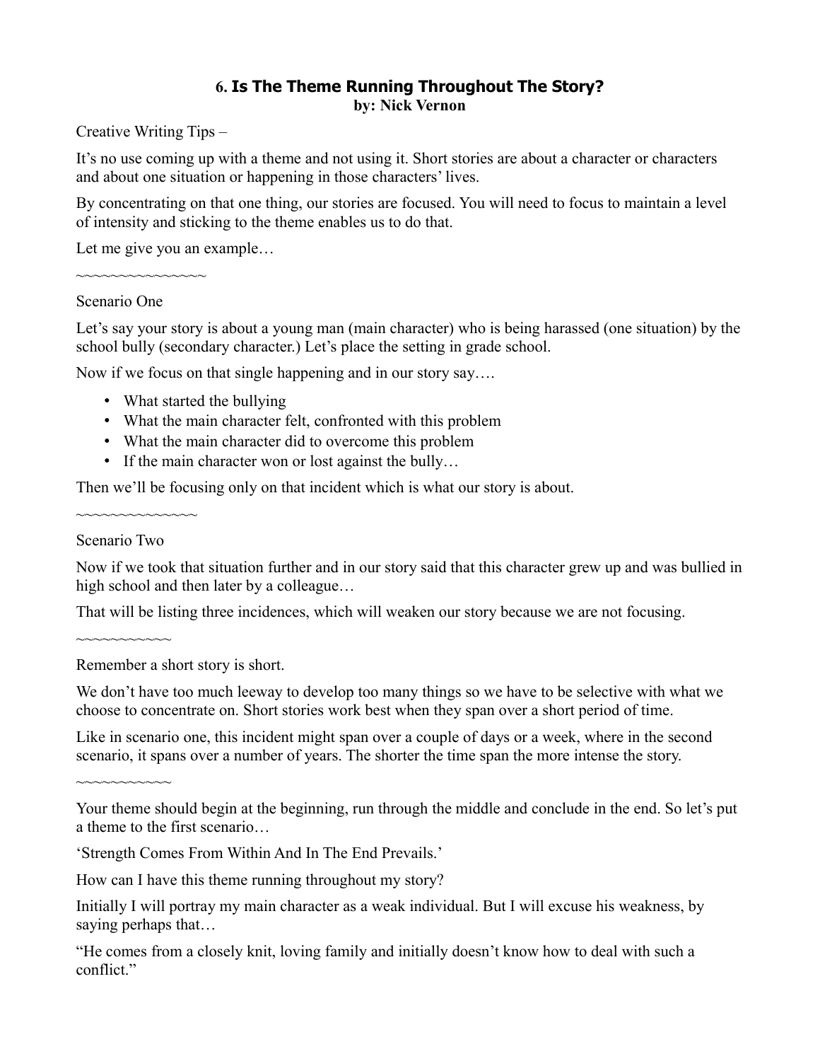## 6. **Is The Theme Running Throughout The Story?**
**by: Nick Vernon**

Creative Writing Tips –

It's no use coming up with a theme and not using it. Short stories are about a character or characters and about one situation or happening in those characters' lives.

By concentrating on that one thing, our stories are focused. You will need to focus to maintain a level of intensity and sticking to the theme enables us to do that.

Let me give you an example…

~~~~~~~~~~~~~~~

Scenario One

Let's say your story is about a young man (main character) who is being harassed (one situation) by the school bully (secondary character.) Let's place the setting in grade school.

Now if we focus on that single happening and in our story say….

- What started the bullying
- What the main character felt, confronted with this problem
- What the main character did to overcome this problem
- If the main character won or lost against the bully…

Then we'll be focusing only on that incident which is what our story is about.

~~~~~~~~~~~~~~

Scenario Two

Now if we took that situation further and in our story said that this character grew up and was bullied in high school and then later by a colleague…

That will be listing three incidences, which will weaken our story because we are not focusing.

~~~~~~~~~~~

Remember a short story is short.

We don't have too much leeway to develop too many things so we have to be selective with what we choose to concentrate on. Short stories work best when they span over a short period of time.

Like in scenario one, this incident might span over a couple of days or a week, where in the second scenario, it spans over a number of years. The shorter the time span the more intense the story.

~~~~~~~~~~~

Your theme should begin at the beginning, run through the middle and conclude in the end. So let's put a theme to the first scenario…

'Strength Comes From Within And In The End Prevails.'

How can I have this theme running throughout my story?

Initially I will portray my main character as a weak individual. But I will excuse his weakness, by saying perhaps that…

"He comes from a closely knit, loving family and initially doesn't know how to deal with such a conflict."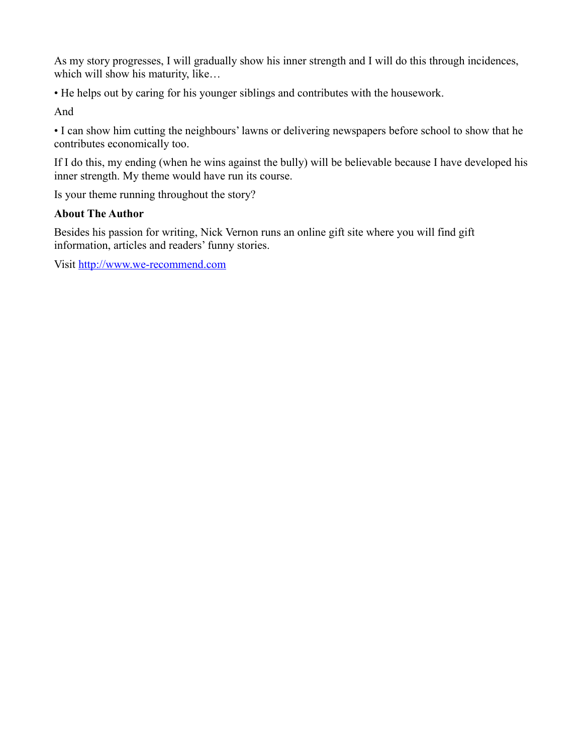As my story progresses, I will gradually show his inner strength and I will do this through incidences, which will show his maturity, like…

• He helps out by caring for his younger siblings and contributes with the housework.

And

• I can show him cutting the neighbours' lawns or delivering newspapers before school to show that he contributes economically too.

If I do this, my ending (when he wins against the bully) will be believable because I have developed his inner strength. My theme would have run its course.

Is your theme running throughout the story?

**About The Author**

Besides his passion for writing, Nick Vernon runs an online gift site where you will find gift information, articles and readers' funny stories.

Visit [http://www.we-recommend.com](http://www.we-recommend.com)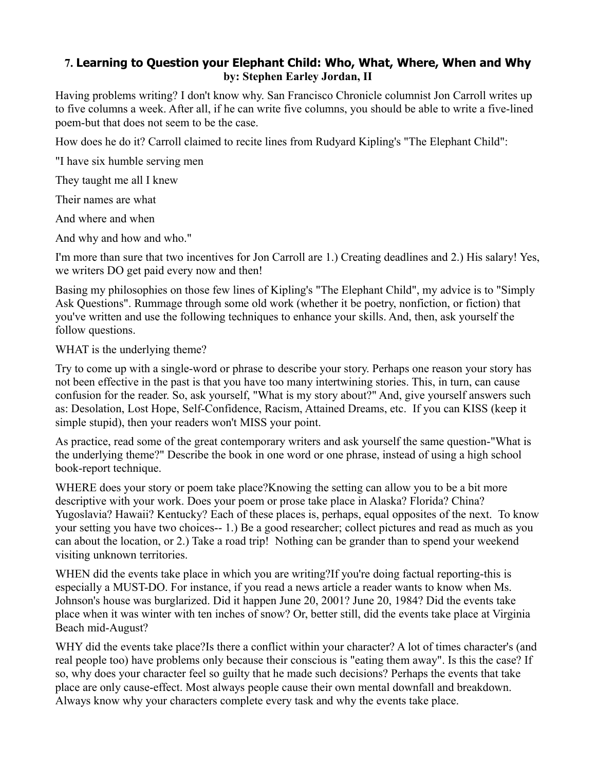### 7. Learning to Question your Elephant Child: Who, What, Where, When and Why

**by: Stephen Earley Jordan, II**

Having problems writing? I don't know why. San Francisco Chronicle columnist Jon Carroll writes up to five columns a week. After all, if he can write five columns, you should be able to write a five-lined poem-but that does not seem to be the case.

How does he do it? Carroll claimed to recite lines from Rudyard Kipling's "The Elephant Child":

"I have six humble serving men

They taught me all I knew

Their names are what

And where and when

And why and how and who."

I'm more than sure that two incentives for Jon Carroll are 1.) Creating deadlines and 2.) His salary! Yes, we writers DO get paid every now and then!

Basing my philosophies on those few lines of Kipling's "The Elephant Child", my advice is to "Simply Ask Questions". Rummage through some old work (whether it be poetry, nonfiction, or fiction) that you've written and use the following techniques to enhance your skills. And, then, ask yourself the follow questions.

WHAT is the underlying theme?

Try to come up with a single-word or phrase to describe your story. Perhaps one reason your story has not been effective in the past is that you have too many intertwining stories. This, in turn, can cause confusion for the reader. So, ask yourself, "What is my story about?" And, give yourself answers such as: Desolation, Lost Hope, Self-Confidence, Racism, Attained Dreams, etc. If you can KISS (keep it simple stupid), then your readers won't MISS your point.

As practice, read some of the great contemporary writers and ask yourself the same question-"What is the underlying theme?" Describe the book in one word or one phrase, instead of using a high school book-report technique.

WHERE does your story or poem take place?Knowing the setting can allow you to be a bit more descriptive with your work. Does your poem or prose take place in Alaska? Florida? China? Yugoslavia? Hawaii? Kentucky? Each of these places is, perhaps, equal opposites of the next. To know your setting you have two choices-- 1.) Be a good researcher; collect pictures and read as much as you can about the location, or 2.) Take a road trip! Nothing can be grander than to spend your weekend visiting unknown territories.

WHEN did the events take place in which you are writing?If you're doing factual reporting-this is especially a MUST-DO. For instance, if you read a news article a reader wants to know when Ms. Johnson's house was burglarized. Did it happen June 20, 2001? June 20, 1984? Did the events take place when it was winter with ten inches of snow? Or, better still, did the events take place at Virginia Beach mid-August?

WHY did the events take place?Is there a conflict within your character? A lot of times character's (and real people too) have problems only because their conscious is "eating them away". Is this the case? If so, why does your character feel so guilty that he made such decisions? Perhaps the events that take place are only cause-effect. Most always people cause their own mental downfall and breakdown. Always know why your characters complete every task and why the events take place.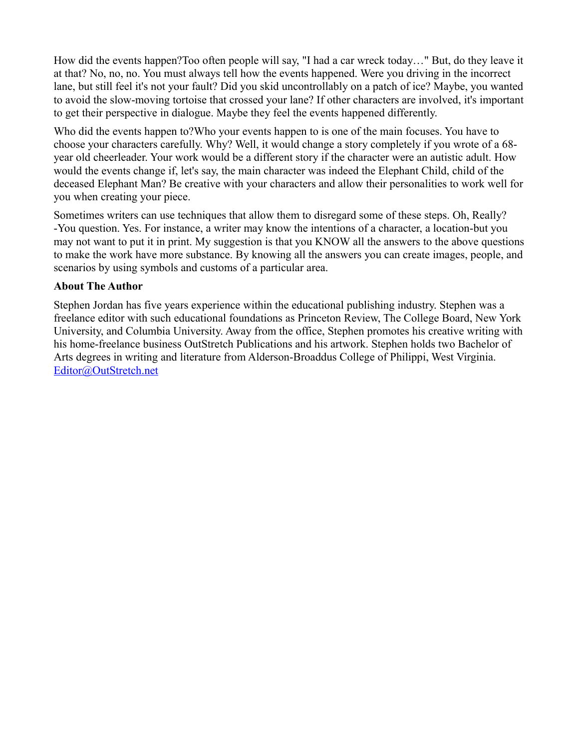How did the events happen?Too often people will say, "I had a car wreck today…" But, do they leave it at that? No, no, no. You must always tell how the events happened. Were you driving in the incorrect lane, but still feel it's not your fault? Did you skid uncontrollably on a patch of ice? Maybe, you wanted to avoid the slow-moving tortoise that crossed your lane? If other characters are involved, it's important to get their perspective in dialogue. Maybe they feel the events happened differently.

Who did the events happen to?Who your events happen to is one of the main focuses. You have to choose your characters carefully. Why? Well, it would change a story completely if you wrote of a 68-year old cheerleader. Your work would be a different story if the character were an autistic adult. How would the events change if, let's say, the main character was indeed the Elephant Child, child of the deceased Elephant Man? Be creative with your characters and allow their personalities to work well for you when creating your piece.

Sometimes writers can use techniques that allow them to disregard some of these steps. Oh, Really? -You question. Yes. For instance, a writer may know the intentions of a character, a location-but you may not want to put it in print. My suggestion is that you KNOW all the answers to the above questions to make the work have more substance. By knowing all the answers you can create images, people, and scenarios by using symbols and customs of a particular area.

**About The Author**

Stephen Jordan has five years experience within the educational publishing industry. Stephen was a freelance editor with such educational foundations as Princeton Review, The College Board, New York University, and Columbia University. Away from the office, Stephen promotes his creative writing with his home-freelance business OutStretch Publications and his artwork. Stephen holds two Bachelor of Arts degrees in writing and literature from Alderson-Broaddus College of Philippi, West Virginia. Editor@OutStretch.net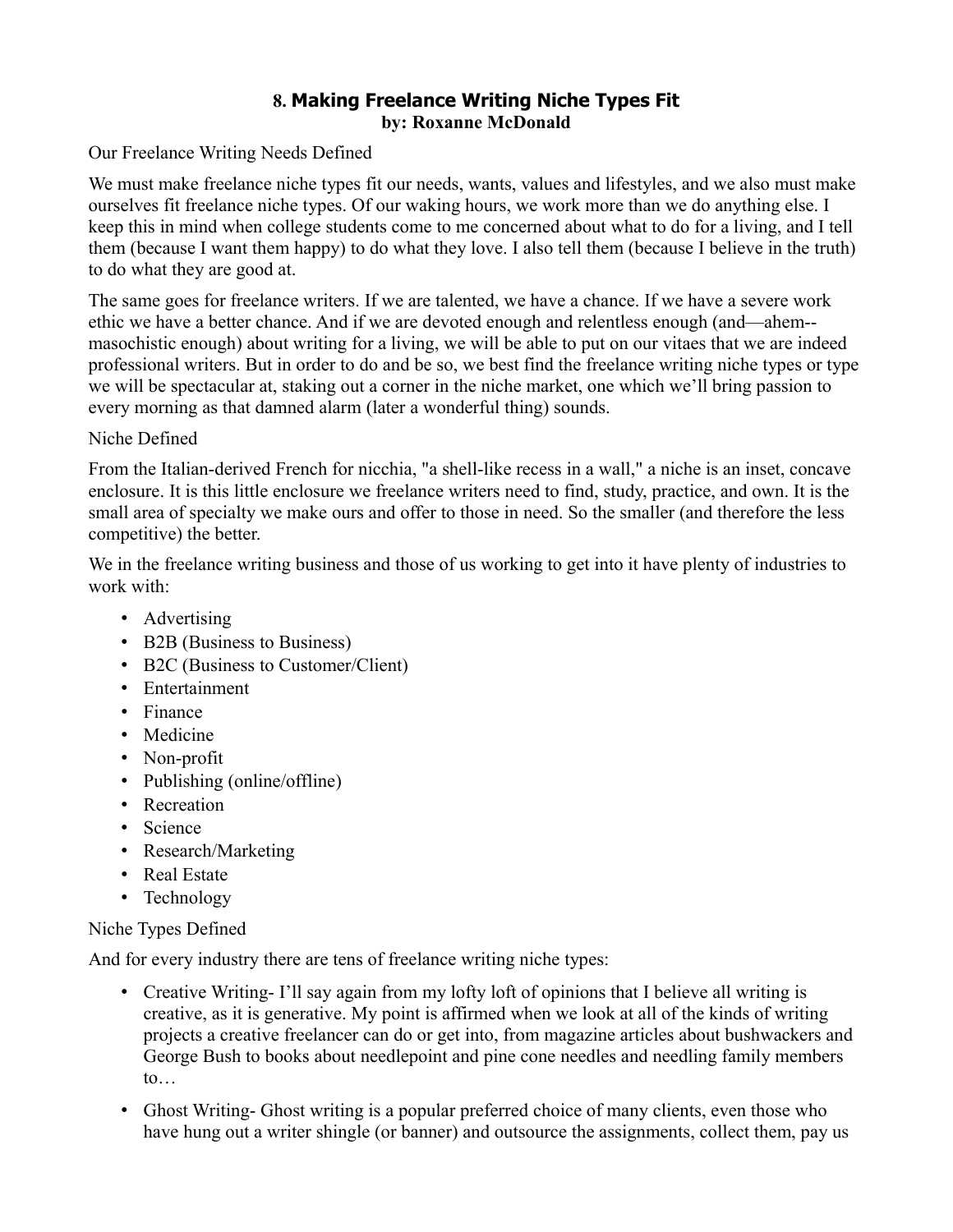## 8. Making Freelance Writing Niche Types Fit
**by: Roxanne McDonald**

Our Freelance Writing Needs Defined

We must make freelance niche types fit our needs, wants, values and lifestyles, and we also must make ourselves fit freelance niche types. Of our waking hours, we work more than we do anything else. I keep this in mind when college students come to me concerned about what to do for a living, and I tell them (because I want them happy) to do what they love. I also tell them (because I believe in the truth) to do what they are good at.

The same goes for freelance writers. If we are talented, we have a chance. If we have a severe work ethic we have a better chance. And if we are devoted enough and relentless enough (and—ahem--masochistic enough) about writing for a living, we will be able to put on our vitaes that we are indeed professional writers. But in order to do and be so, we best find the freelance writing niche types or type we will be spectacular at, staking out a corner in the niche market, one which we'll bring passion to every morning as that damned alarm (later a wonderful thing) sounds.

Niche Defined

From the Italian-derived French for nicchia, "a shell-like recess in a wall," a niche is an inset, concave enclosure. It is this little enclosure we freelance writers need to find, study, practice, and own. It is the small area of specialty we make ours and offer to those in need. So the smaller (and therefore the less competitive) the better.

We in the freelance writing business and those of us working to get into it have plenty of industries to work with:

- Advertising
- B2B (Business to Business)
- B2C (Business to Customer/Client)
- Entertainment
- Finance
- Medicine
- Non-profit
- Publishing (online/offline)
- Recreation
- Science
- Research/Marketing
- Real Estate
- Technology

Niche Types Defined

And for every industry there are tens of freelance writing niche types:

- Creative Writing- I'll say again from my lofty loft of opinions that I believe all writing is creative, as it is generative. My point is affirmed when we look at all of the kinds of writing projects a creative freelancer can do or get into, from magazine articles about bushwackers and George Bush to books about needlepoint and pine cone needles and needling family members to…
- Ghost Writing- Ghost writing is a popular preferred choice of many clients, even those who have hung out a writer shingle (or banner) and outsource the assignments, collect them, pay us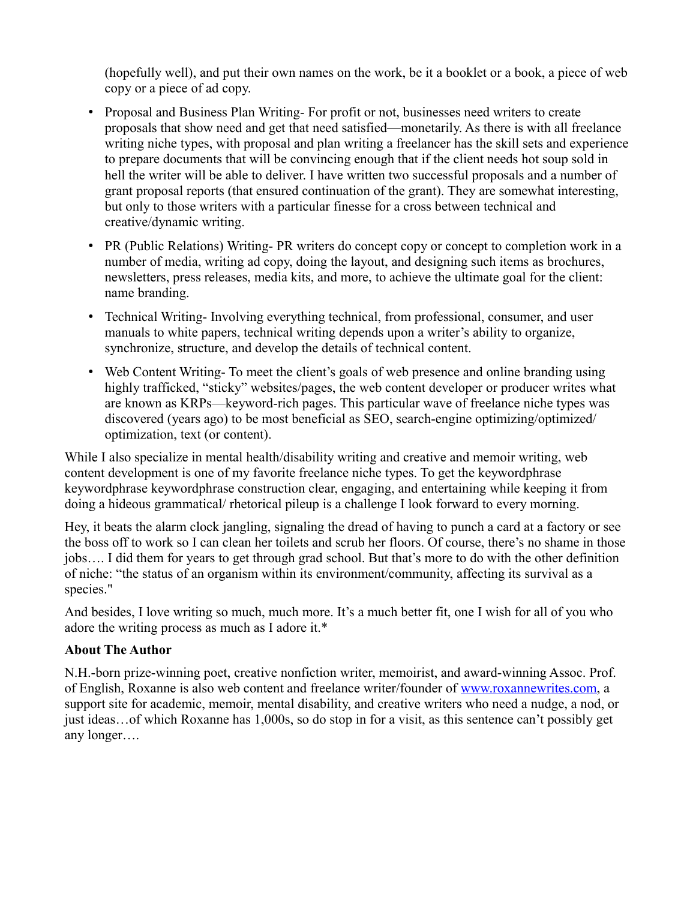(hopefully well), and put their own names on the work, be it a booklet or a book, a piece of web copy or a piece of ad copy.

- Proposal and Business Plan Writing- For profit or not, businesses need writers to create proposals that show need and get that need satisfied—monetarily. As there is with all freelance writing niche types, with proposal and plan writing a freelancer has the skill sets and experience to prepare documents that will be convincing enough that if the client needs hot soup sold in hell the writer will be able to deliver. I have written two successful proposals and a number of grant proposal reports (that ensured continuation of the grant). They are somewhat interesting, but only to those writers with a particular finesse for a cross between technical and creative/dynamic writing.
- PR (Public Relations) Writing- PR writers do concept copy or concept to completion work in a number of media, writing ad copy, doing the layout, and designing such items as brochures, newsletters, press releases, media kits, and more, to achieve the ultimate goal for the client: name branding.
- Technical Writing- Involving everything technical, from professional, consumer, and user manuals to white papers, technical writing depends upon a writer's ability to organize, synchronize, structure, and develop the details of technical content.
- Web Content Writing- To meet the client's goals of web presence and online branding using highly trafficked, "sticky" websites/pages, the web content developer or producer writes what are known as KRPs—keyword-rich pages. This particular wave of freelance niche types was discovered (years ago) to be most beneficial as SEO, search-engine optimizing/optimized/ optimization, text (or content).

While I also specialize in mental health/disability writing and creative and memoir writing, web content development is one of my favorite freelance niche types. To get the keywordphrase keywordphrase keywordphrase construction clear, engaging, and entertaining while keeping it from doing a hideous grammatical/ rhetorical pileup is a challenge I look forward to every morning.

Hey, it beats the alarm clock jangling, signaling the dread of having to punch a card at a factory or see the boss off to work so I can clean her toilets and scrub her floors. Of course, there's no shame in those jobs…. I did them for years to get through grad school. But that's more to do with the other definition of niche: "the status of an organism within its environment/community, affecting its survival as a species."

And besides, I love writing so much, much more. It's a much better fit, one I wish for all of you who adore the writing process as much as I adore it.*

**About The Author**

N.H.-born prize-winning poet, creative nonfiction writer, memoirist, and award-winning Assoc. Prof. of English, Roxanne is also web content and freelance writer/founder of [www.roxannewrites.com](http://www.roxannewrites.com), a support site for academic, memoir, mental disability, and creative writers who need a nudge, a nod, or just ideas…of which Roxanne has 1,000s, so do stop in for a visit, as this sentence can't possibly get any longer….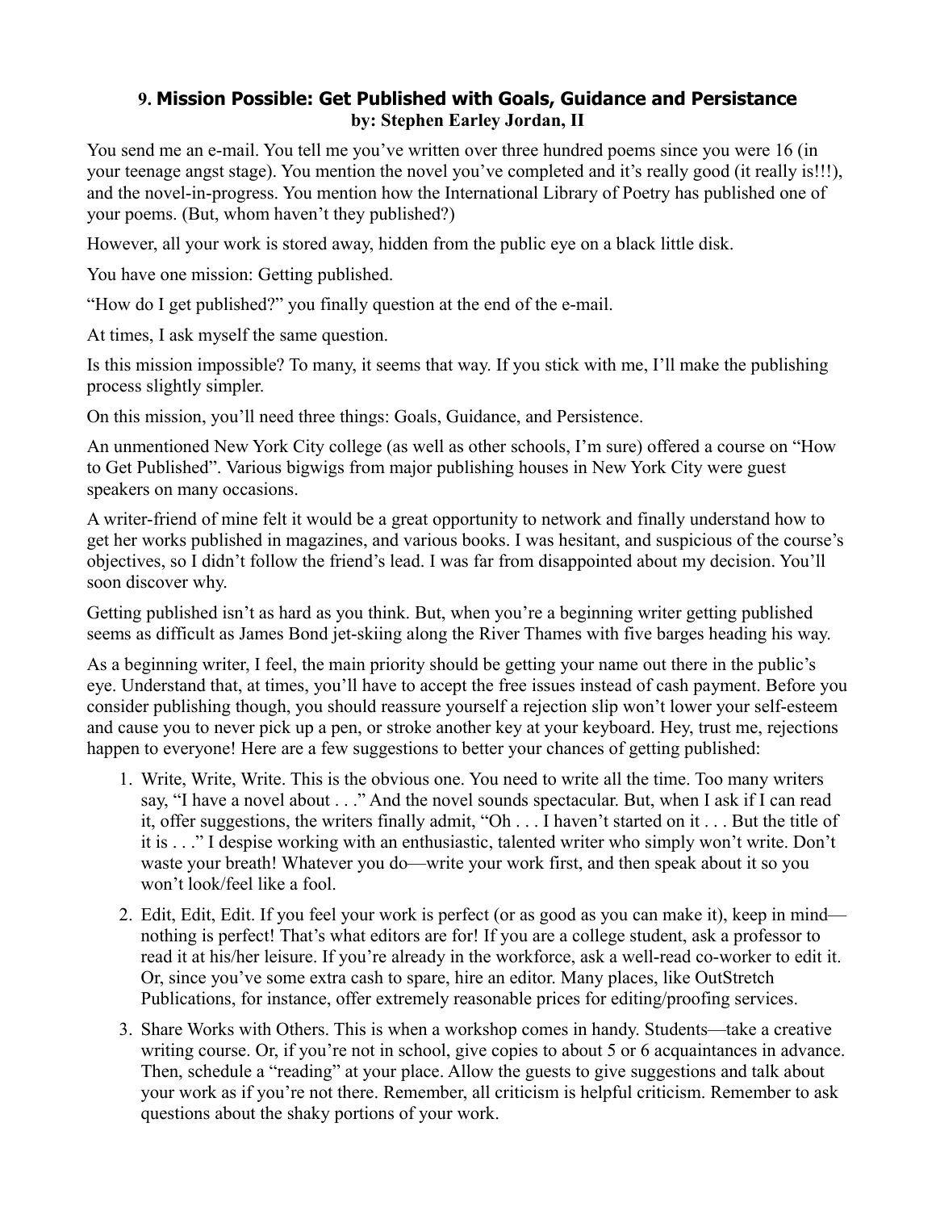## 9. Mission Possible: Get Published with Goals, Guidance and Persistance

**by: Stephen Earley Jordan, II**

You send me an e-mail. You tell me you've written over three hundred poems since you were 16 (in your teenage angst stage). You mention the novel you've completed and it's really good (it really is!!!), and the novel-in-progress. You mention how the International Library of Poetry has published one of your poems. (But, whom haven't they published?)

However, all your work is stored away, hidden from the public eye on a black little disk.

You have one mission: Getting published.

"How do I get published?" you finally question at the end of the e-mail.

At times, I ask myself the same question.

Is this mission impossible? To many, it seems that way. If you stick with me, I'll make the publishing process slightly simpler.

On this mission, you'll need three things: Goals, Guidance, and Persistence.

An unmentioned New York City college (as well as other schools, I'm sure) offered a course on "How to Get Published". Various bigwigs from major publishing houses in New York City were guest speakers on many occasions.

A writer-friend of mine felt it would be a great opportunity to network and finally understand how to get her works published in magazines, and various books. I was hesitant, and suspicious of the course's objectives, so I didn't follow the friend's lead. I was far from disappointed about my decision. You'll soon discover why.

Getting published isn't as hard as you think. But, when you're a beginning writer getting published seems as difficult as James Bond jet-skiing along the River Thames with five barges heading his way.

As a beginning writer, I feel, the main priority should be getting your name out there in the public's eye. Understand that, at times, you'll have to accept the free issues instead of cash payment. Before you consider publishing though, you should reassure yourself a rejection slip won't lower your self-esteem and cause you to never pick up a pen, or stroke another key at your keyboard. Hey, trust me, rejections happen to everyone! Here are a few suggestions to better your chances of getting published:

1. Write, Write, Write. This is the obvious one. You need to write all the time. Too many writers say, "I have a novel about . . ." And the novel sounds spectacular. But, when I ask if I can read it, offer suggestions, the writers finally admit, "Oh . . . I haven't started on it . . . But the title of it is . . ." I despise working with an enthusiastic, talented writer who simply won't write. Don't waste your breath! Whatever you do—write your work first, and then speak about it so you won't look/feel like a fool.
2. Edit, Edit, Edit. If you feel your work is perfect (or as good as you can make it), keep in mind—nothing is perfect! That's what editors are for! If you are a college student, ask a professor to read it at his/her leisure. If you're already in the workforce, ask a well-read co-worker to edit it. Or, since you've some extra cash to spare, hire an editor. Many places, like OutStretch Publications, for instance, offer extremely reasonable prices for editing/proofing services.
3. Share Works with Others. This is when a workshop comes in handy. Students—take a creative writing course. Or, if you're not in school, give copies to about 5 or 6 acquaintances in advance. Then, schedule a "reading" at your place. Allow the guests to give suggestions and talk about your work as if you're not there. Remember, all criticism is helpful criticism. Remember to ask questions about the shaky portions of your work.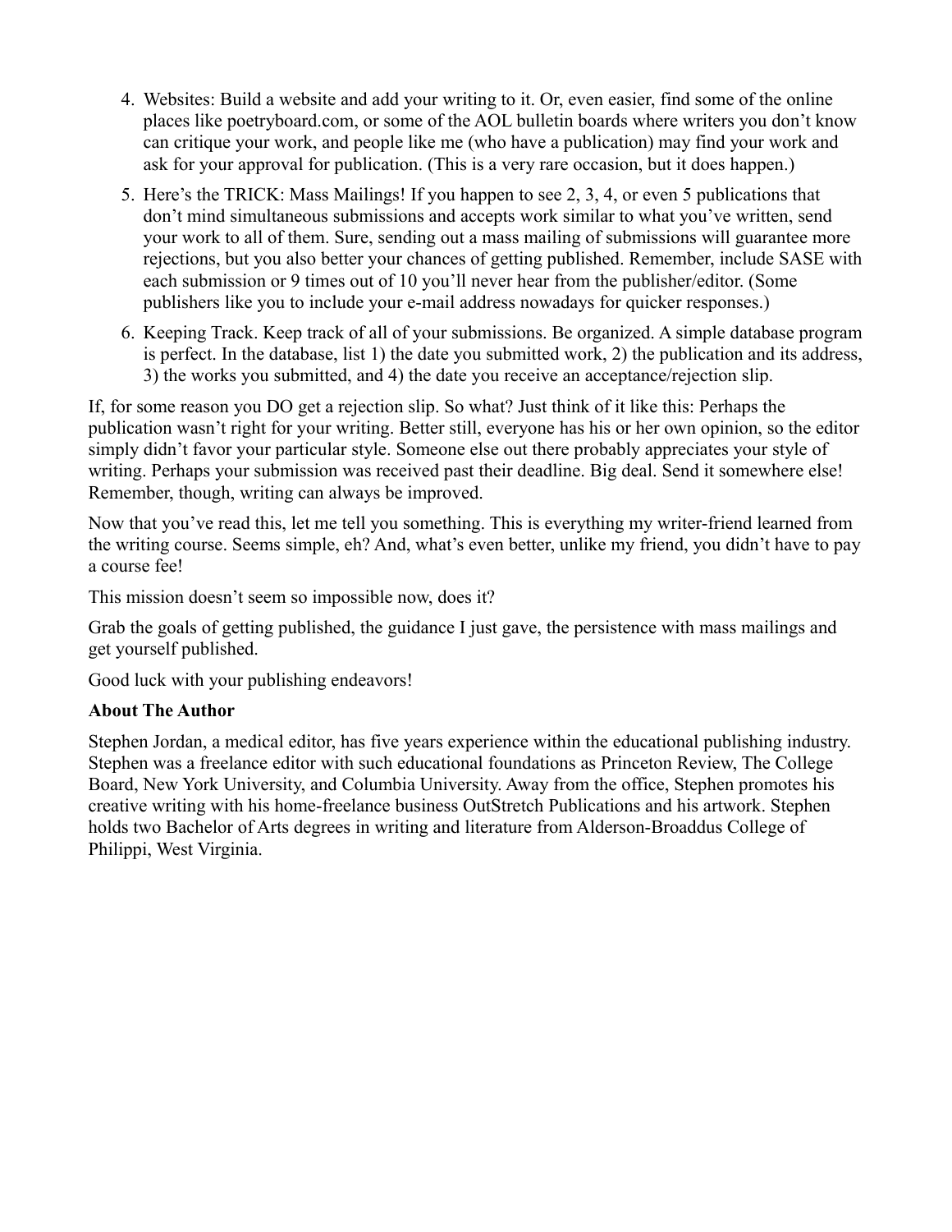4. Websites: Build a website and add your writing to it. Or, even easier, find some of the online places like poetryboard.com, or some of the AOL bulletin boards where writers you don't know can critique your work, and people like me (who have a publication) may find your work and ask for your approval for publication. (This is a very rare occasion, but it does happen.)
5. Here's the TRICK: Mass Mailings! If you happen to see 2, 3, 4, or even 5 publications that don't mind simultaneous submissions and accepts work similar to what you've written, send your work to all of them. Sure, sending out a mass mailing of submissions will guarantee more rejections, but you also better your chances of getting published. Remember, include SASE with each submission or 9 times out of 10 you'll never hear from the publisher/editor. (Some publishers like you to include your e-mail address nowadays for quicker responses.)
6. Keeping Track. Keep track of all of your submissions. Be organized. A simple database program is perfect. In the database, list 1) the date you submitted work, 2) the publication and its address, 3) the works you submitted, and 4) the date you receive an acceptance/rejection slip.

If, for some reason you DO get a rejection slip. So what? Just think of it like this: Perhaps the publication wasn't right for your writing. Better still, everyone has his or her own opinion, so the editor simply didn't favor your particular style. Someone else out there probably appreciates your style of writing. Perhaps your submission was received past their deadline. Big deal. Send it somewhere else! Remember, though, writing can always be improved.

Now that you've read this, let me tell you something. This is everything my writer-friend learned from the writing course. Seems simple, eh? And, what's even better, unlike my friend, you didn't have to pay a course fee!

This mission doesn't seem so impossible now, does it?

Grab the goals of getting published, the guidance I just gave, the persistence with mass mailings and get yourself published.

Good luck with your publishing endeavors!

**About The Author**

Stephen Jordan, a medical editor, has five years experience within the educational publishing industry. Stephen was a freelance editor with such educational foundations as Princeton Review, The College Board, New York University, and Columbia University. Away from the office, Stephen promotes his creative writing with his home-freelance business OutStretch Publications and his artwork. Stephen holds two Bachelor of Arts degrees in writing and literature from Alderson-Broaddus College of Philippi, West Virginia.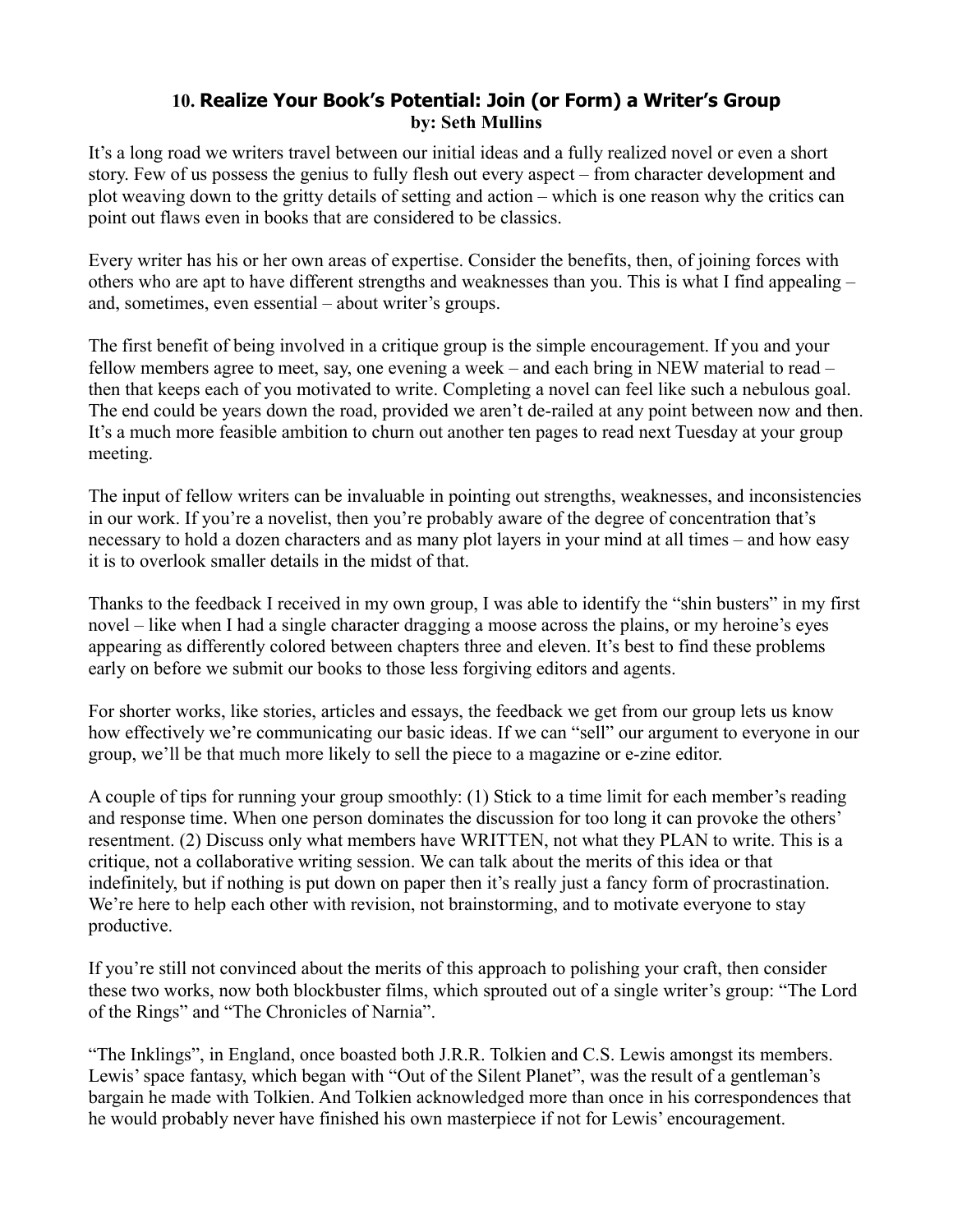## 10. Realize Your Book's Potential: Join (or Form) a Writer's Group

**by: Seth Mullins**

It's a long road we writers travel between our initial ideas and a fully realized novel or even a short story. Few of us possess the genius to fully flesh out every aspect – from character development and plot weaving down to the gritty details of setting and action – which is one reason why the critics can point out flaws even in books that are considered to be classics.

Every writer has his or her own areas of expertise. Consider the benefits, then, of joining forces with others who are apt to have different strengths and weaknesses than you. This is what I find appealing – and, sometimes, even essential – about writer's groups.

The first benefit of being involved in a critique group is the simple encouragement. If you and your fellow members agree to meet, say, one evening a week – and each bring in NEW material to read – then that keeps each of you motivated to write. Completing a novel can feel like such a nebulous goal. The end could be years down the road, provided we aren't de-railed at any point between now and then. It's a much more feasible ambition to churn out another ten pages to read next Tuesday at your group meeting.

The input of fellow writers can be invaluable in pointing out strengths, weaknesses, and inconsistencies in our work. If you're a novelist, then you're probably aware of the degree of concentration that's necessary to hold a dozen characters and as many plot layers in your mind at all times – and how easy it is to overlook smaller details in the midst of that.

Thanks to the feedback I received in my own group, I was able to identify the "shin busters" in my first novel – like when I had a single character dragging a moose across the plains, or my heroine's eyes appearing as differently colored between chapters three and eleven. It's best to find these problems early on before we submit our books to those less forgiving editors and agents.

For shorter works, like stories, articles and essays, the feedback we get from our group lets us know how effectively we're communicating our basic ideas. If we can "sell" our argument to everyone in our group, we'll be that much more likely to sell the piece to a magazine or e-zine editor.

A couple of tips for running your group smoothly: (1) Stick to a time limit for each member's reading and response time. When one person dominates the discussion for too long it can provoke the others' resentment. (2) Discuss only what members have WRITTEN, not what they PLAN to write. This is a critique, not a collaborative writing session. We can talk about the merits of this idea or that indefinitely, but if nothing is put down on paper then it's really just a fancy form of procrastination. We're here to help each other with revision, not brainstorming, and to motivate everyone to stay productive.

If you're still not convinced about the merits of this approach to polishing your craft, then consider these two works, now both blockbuster films, which sprouted out of a single writer's group: "The Lord of the Rings" and "The Chronicles of Narnia".

"The Inklings", in England, once boasted both J.R.R. Tolkien and C.S. Lewis amongst its members. Lewis' space fantasy, which began with "Out of the Silent Planet", was the result of a gentleman's bargain he made with Tolkien. And Tolkien acknowledged more than once in his correspondences that he would probably never have finished his own masterpiece if not for Lewis' encouragement.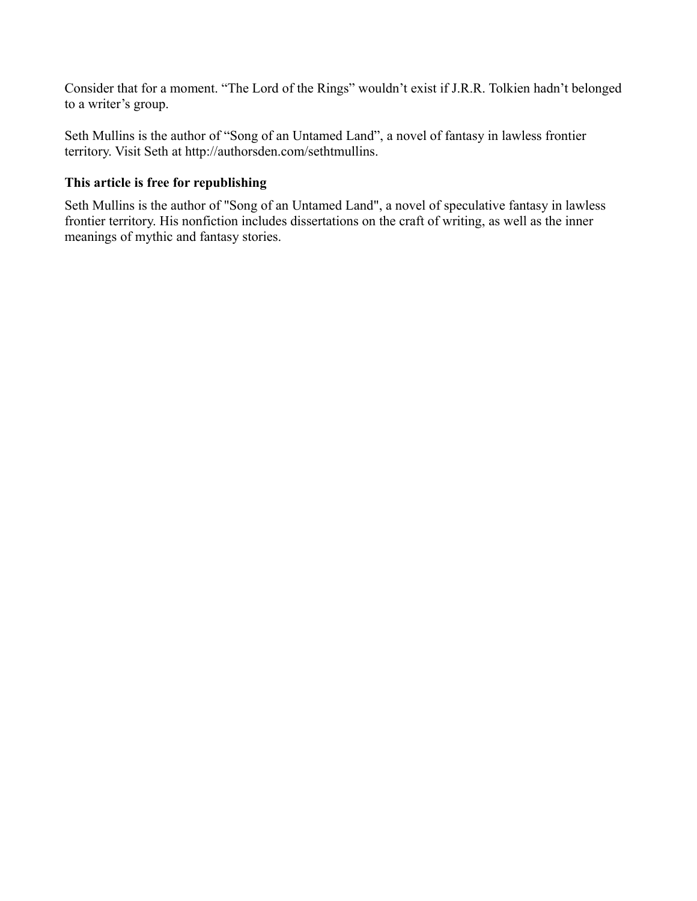Consider that for a moment. “The Lord of the Rings” wouldn’t exist if J.R.R. Tolkien hadn’t belonged to a writer’s group.

Seth Mullins is the author of “Song of an Untamed Land”, a novel of fantasy in lawless frontier territory. Visit Seth at http://authorsden.com/sethtmullins.

**This article is free for republishing**

Seth Mullins is the author of "Song of an Untamed Land", a novel of speculative fantasy in lawless frontier territory. His nonfiction includes dissertations on the craft of writing, as well as the inner meanings of mythic and fantasy stories.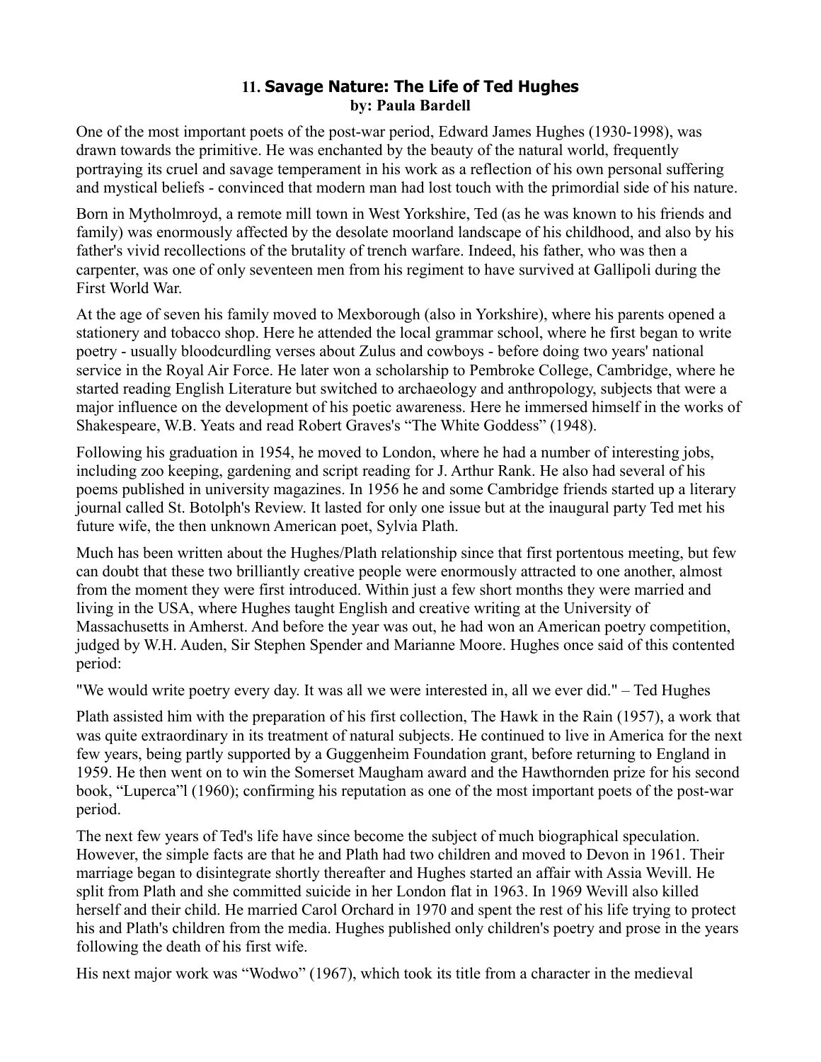## 11. **Savage Nature: The Life of Ted Hughes**
**by: Paula Bardell**

One of the most important poets of the post-war period, Edward James Hughes (1930-1998), was drawn towards the primitive. He was enchanted by the beauty of the natural world, frequently portraying its cruel and savage temperament in his work as a reflection of his own personal suffering and mystical beliefs - convinced that modern man had lost touch with the primordial side of his nature.

Born in Mytholmroyd, a remote mill town in West Yorkshire, Ted (as he was known to his friends and family) was enormously affected by the desolate moorland landscape of his childhood, and also by his father's vivid recollections of the brutality of trench warfare. Indeed, his father, who was then a carpenter, was one of only seventeen men from his regiment to have survived at Gallipoli during the First World War.

At the age of seven his family moved to Mexborough (also in Yorkshire), where his parents opened a stationery and tobacco shop. Here he attended the local grammar school, where he first began to write poetry - usually bloodcurdling verses about Zulus and cowboys - before doing two years' national service in the Royal Air Force. He later won a scholarship to Pembroke College, Cambridge, where he started reading English Literature but switched to archaeology and anthropology, subjects that were a major influence on the development of his poetic awareness. Here he immersed himself in the works of Shakespeare, W.B. Yeats and read Robert Graves's "The White Goddess" (1948).

Following his graduation in 1954, he moved to London, where he had a number of interesting jobs, including zoo keeping, gardening and script reading for J. Arthur Rank. He also had several of his poems published in university magazines. In 1956 he and some Cambridge friends started up a literary journal called St. Botolph's Review. It lasted for only one issue but at the inaugural party Ted met his future wife, the then unknown American poet, Sylvia Plath.

Much has been written about the Hughes/Plath relationship since that first portentous meeting, but few can doubt that these two brilliantly creative people were enormously attracted to one another, almost from the moment they were first introduced. Within just a few short months they were married and living in the USA, where Hughes taught English and creative writing at the University of Massachusetts in Amherst. And before the year was out, he had won an American poetry competition, judged by W.H. Auden, Sir Stephen Spender and Marianne Moore. Hughes once said of this contented period:

"We would write poetry every day. It was all we were interested in, all we ever did." – Ted Hughes

Plath assisted him with the preparation of his first collection, The Hawk in the Rain (1957), a work that was quite extraordinary in its treatment of natural subjects. He continued to live in America for the next few years, being partly supported by a Guggenheim Foundation grant, before returning to England in 1959. He then went on to win the Somerset Maugham award and the Hawthornden prize for his second book, "Luperca"l (1960); confirming his reputation as one of the most important poets of the post-war period.

The next few years of Ted's life have since become the subject of much biographical speculation. However, the simple facts are that he and Plath had two children and moved to Devon in 1961. Their marriage began to disintegrate shortly thereafter and Hughes started an affair with Assia Wevill. He split from Plath and she committed suicide in her London flat in 1963. In 1969 Wevill also killed herself and their child. He married Carol Orchard in 1970 and spent the rest of his life trying to protect his and Plath's children from the media. Hughes published only children's poetry and prose in the years following the death of his first wife.

His next major work was "Wodwo" (1967), which took its title from a character in the medieval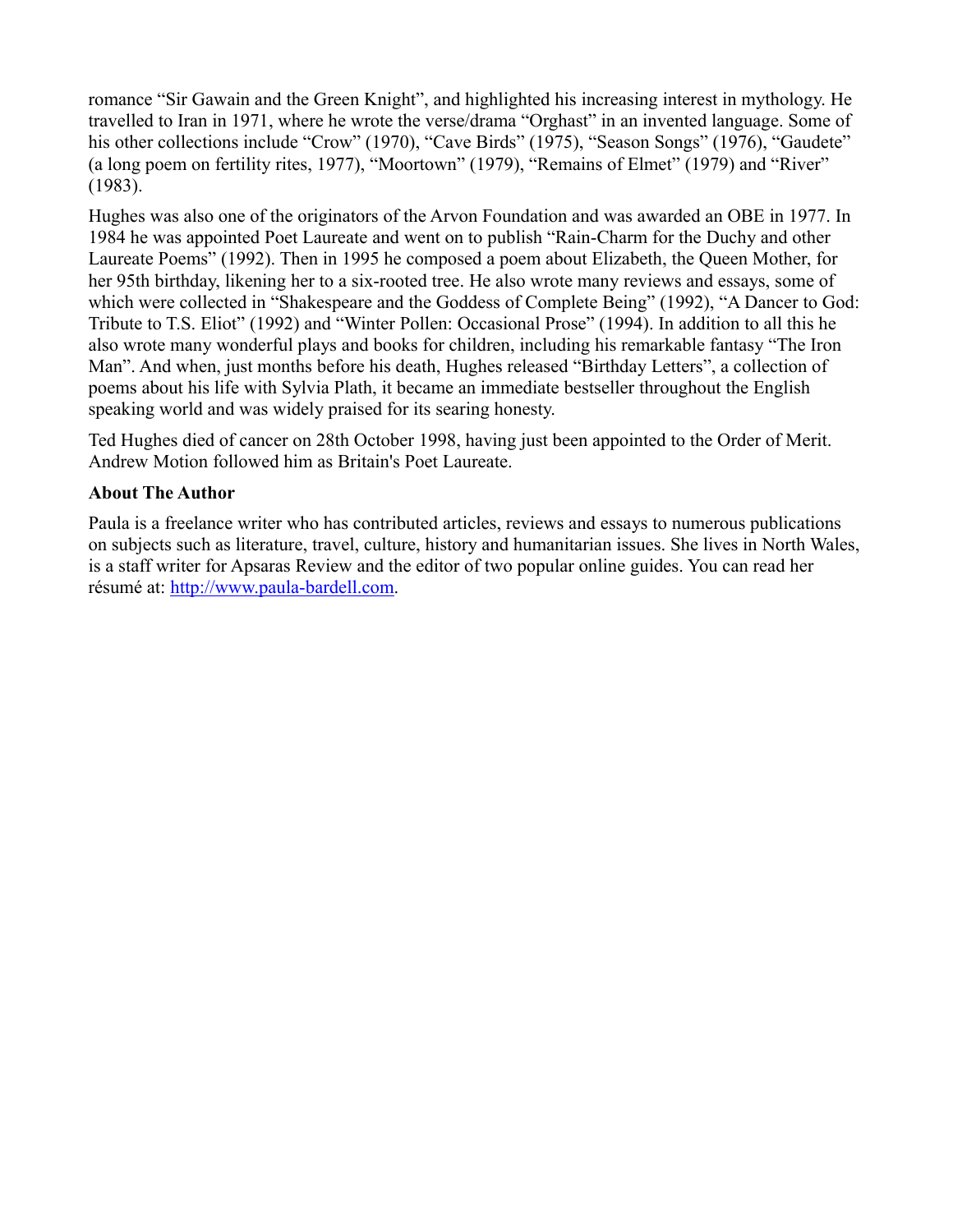romance “Sir Gawain and the Green Knight”, and highlighted his increasing interest in mythology. He travelled to Iran in 1971, where he wrote the verse/drama “Orghast” in an invented language. Some of his other collections include “Crow” (1970), “Cave Birds” (1975), “Season Songs” (1976), “Gaudete” (a long poem on fertility rites, 1977), “Moortown” (1979), “Remains of Elmet” (1979) and “River” (1983).

Hughes was also one of the originators of the Arvon Foundation and was awarded an OBE in 1977. In 1984 he was appointed Poet Laureate and went on to publish “Rain-Charm for the Duchy and other Laureate Poems” (1992). Then in 1995 he composed a poem about Elizabeth, the Queen Mother, for her 95th birthday, likening her to a six-rooted tree. He also wrote many reviews and essays, some of which were collected in “Shakespeare and the Goddess of Complete Being” (1992), “A Dancer to God: Tribute to T.S. Eliot” (1992) and “Winter Pollen: Occasional Prose” (1994). In addition to all this he also wrote many wonderful plays and books for children, including his remarkable fantasy “The Iron Man”. And when, just months before his death, Hughes released “Birthday Letters”, a collection of poems about his life with Sylvia Plath, it became an immediate bestseller throughout the English speaking world and was widely praised for its searing honesty.

Ted Hughes died of cancer on 28th October 1998, having just been appointed to the Order of Merit. Andrew Motion followed him as Britain's Poet Laureate.

**About The Author**

Paula is a freelance writer who has contributed articles, reviews and essays to numerous publications on subjects such as literature, travel, culture, history and humanitarian issues. She lives in North Wales, is a staff writer for Apsaras Review and the editor of two popular online guides. You can read her résumé at: [http://www.paula-bardell.com](http://www.paula-bardell.com).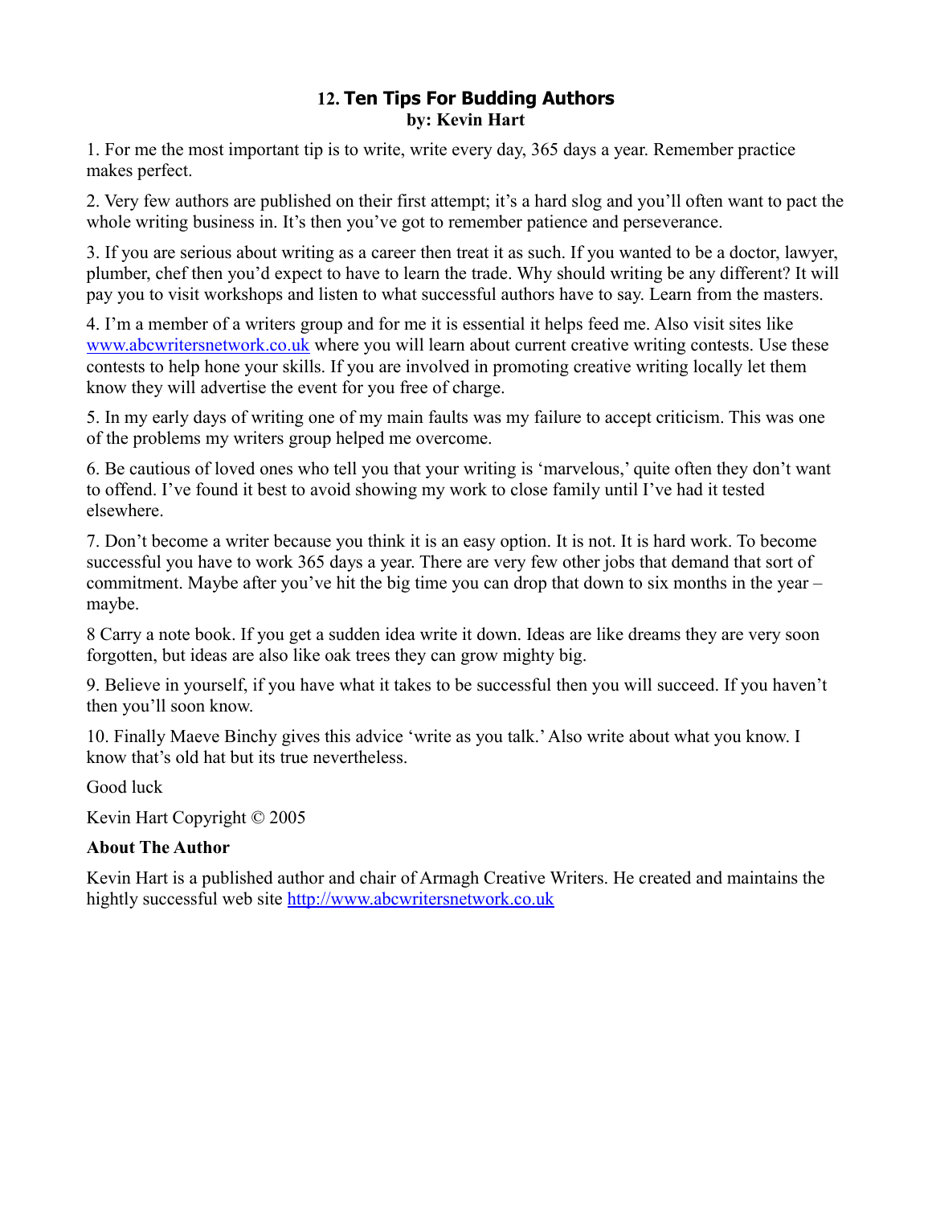## 12. Ten Tips For Budding Authors

**by: Kevin Hart**

1. For me the most important tip is to write, write every day, 365 days a year. Remember practice makes perfect.

2. Very few authors are published on their first attempt; it's a hard slog and you'll often want to pact the whole writing business in. It's then you've got to remember patience and perseverance.

3. If you are serious about writing as a career then treat it as such. If you wanted to be a doctor, lawyer, plumber, chef then you'd expect to have to learn the trade. Why should writing be any different? It will pay you to visit workshops and listen to what successful authors have to say. Learn from the masters.

4. I'm a member of a writers group and for me it is essential it helps feed me. Also visit sites like www.abcwritersnetwork.co.uk where you will learn about current creative writing contests. Use these contests to help hone your skills. If you are involved in promoting creative writing locally let them know they will advertise the event for you free of charge.

5. In my early days of writing one of my main faults was my failure to accept criticism. This was one of the problems my writers group helped me overcome.

6. Be cautious of loved ones who tell you that your writing is 'marvelous,' quite often they don't want to offend. I've found it best to avoid showing my work to close family until I've had it tested elsewhere.

7. Don't become a writer because you think it is an easy option. It is not. It is hard work. To become successful you have to work 365 days a year. There are very few other jobs that demand that sort of commitment. Maybe after you've hit the big time you can drop that down to six months in the year – maybe.

8 Carry a note book. If you get a sudden idea write it down. Ideas are like dreams they are very soon forgotten, but ideas are also like oak trees they can grow mighty big.

9. Believe in yourself, if you have what it takes to be successful then you will succeed. If you haven't then you'll soon know.

10. Finally Maeve Binchy gives this advice 'write as you talk.' Also write about what you know. I know that's old hat but its true nevertheless.

Good luck

Kevin Hart Copyright © 2005

**About The Author**

Kevin Hart is a published author and chair of Armagh Creative Writers. He created and maintains the hightly successful web site http://www.abcwritersnetwork.co.uk